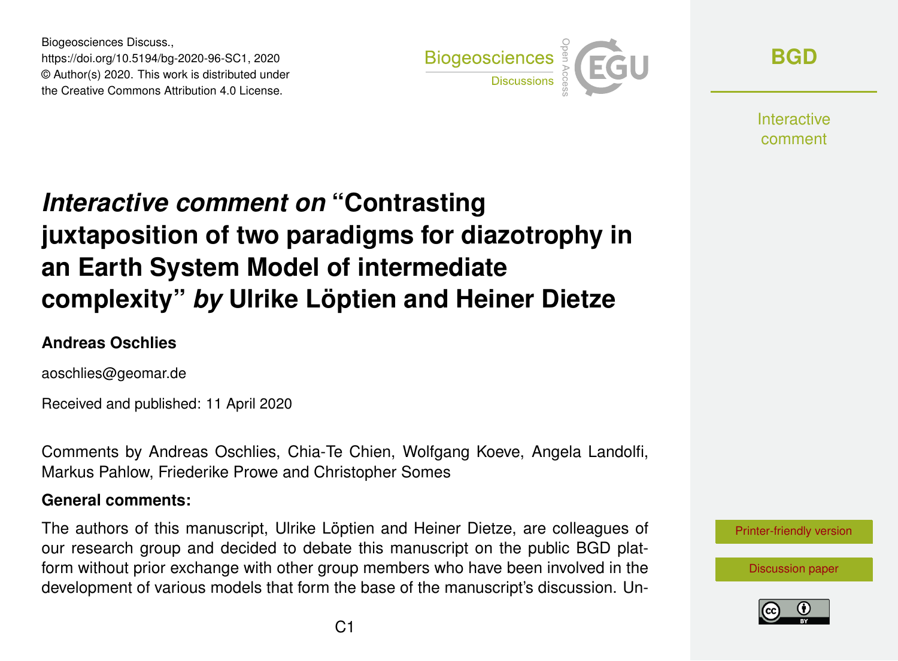Biogeosciences Discuss.,
https://doi.org/10.5194/bg-2020-96-SC1, 2020
© Author(s) 2020. This work is distributed under
the Creative Commons Attribution 4.0 License.

# *Interactive comment on* "Contrasting juxtaposition of two paradigms for diazotrophy in an Earth System Model of intermediate complexity" *by* Ulrike Löptien and Heiner Dietze

**Andreas Oschlies**

aoschlies@geomar.de

Received and published: 11 April 2020

Comments by Andreas Oschlies, Chia-Te Chien, Wolfgang Koeve, Angela Landolfi, Markus Pahlow, Friederike Prowe and Christopher Somes

**General comments:**

The authors of this manuscript, Ulrike Löptien and Heiner Dietze, are colleagues of our research group and decided to debate this manuscript on the public BGD platform without prior exchange with other group members who have been involved in the development of various models that form the base of the manuscript's discussion. Un-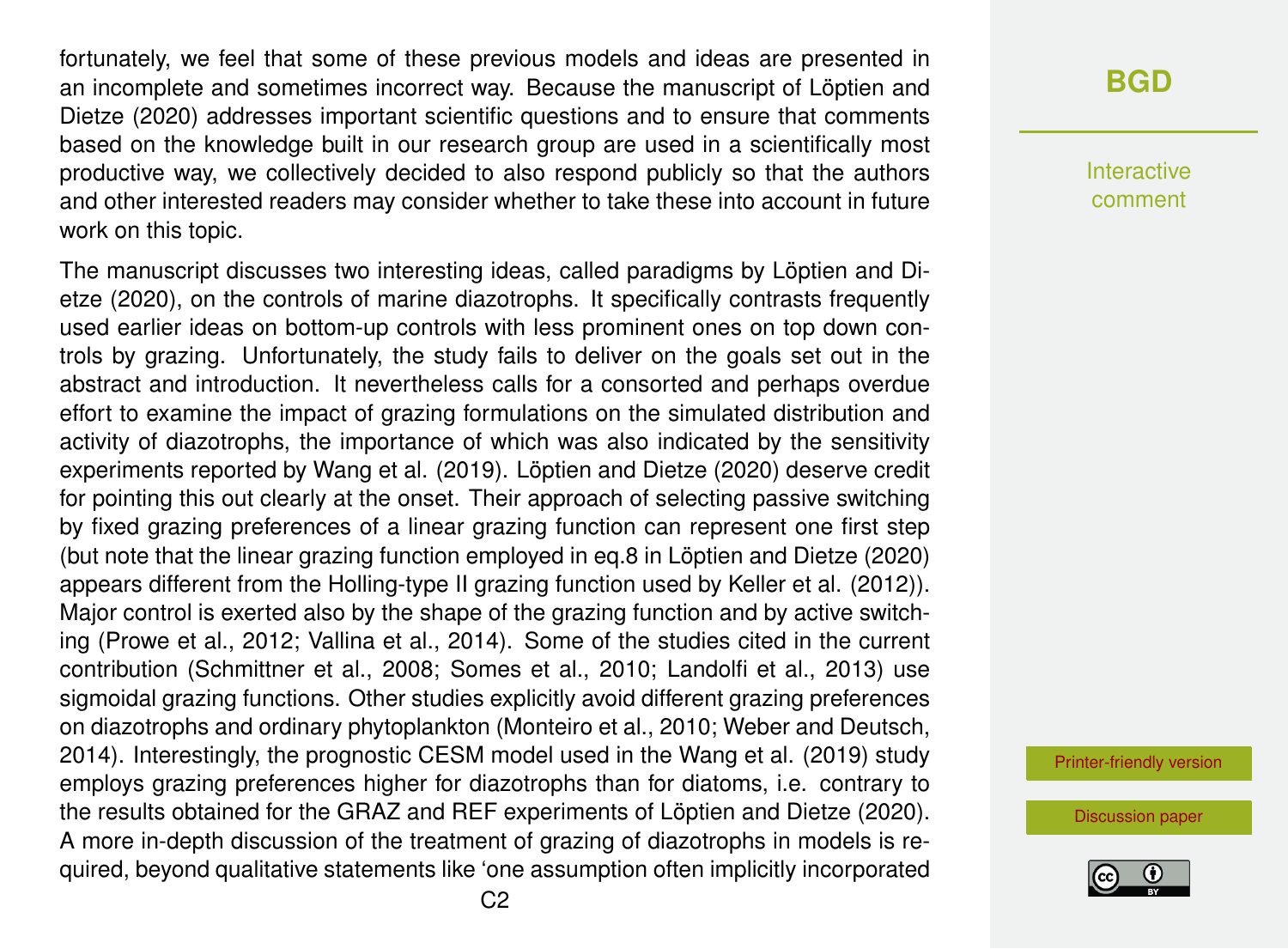fortunately, we feel that some of these previous models and ideas are presented in an incomplete and sometimes incorrect way. Because the manuscript of Löptien and Dietze (2020) addresses important scientific questions and to ensure that comments based on the knowledge built in our research group are used in a scientifically most productive way, we collectively decided to also respond publicly so that the authors and other interested readers may consider whether to take these into account in future work on this topic.

The manuscript discusses two interesting ideas, called paradigms by Löptien and Dietze (2020), on the controls of marine diazotrophs. It specifically contrasts frequently used earlier ideas on bottom-up controls with less prominent ones on top down controls by grazing. Unfortunately, the study fails to deliver on the goals set out in the abstract and introduction. It nevertheless calls for a consorted and perhaps overdue effort to examine the impact of grazing formulations on the simulated distribution and activity of diazotrophs, the importance of which was also indicated by the sensitivity experiments reported by Wang et al. (2019). Löptien and Dietze (2020) deserve credit for pointing this out clearly at the onset. Their approach of selecting passive switching by fixed grazing preferences of a linear grazing function can represent one first step (but note that the linear grazing function employed in eq.8 in Löptien and Dietze (2020) appears different from the Holling-type II grazing function used by Keller et al. (2012)). Major control is exerted also by the shape of the grazing function and by active switching (Prowe et al., 2012; Vallina et al., 2014). Some of the studies cited in the current contribution (Schmittner et al., 2008; Somes et al., 2010; Landolfi et al., 2013) use sigmoidal grazing functions. Other studies explicitly avoid different grazing preferences on diazotrophs and ordinary phytoplankton (Monteiro et al., 2010; Weber and Deutsch, 2014). Interestingly, the prognostic CESM model used in the Wang et al. (2019) study employs grazing preferences higher for diazotrophs than for diatoms, i.e. contrary to the results obtained for the GRAZ and REF experiments of Löptien and Dietze (2020). A more in-depth discussion of the treatment of grazing of diazotrophs in models is required, beyond qualitative statements like 'one assumption often implicitly incorporated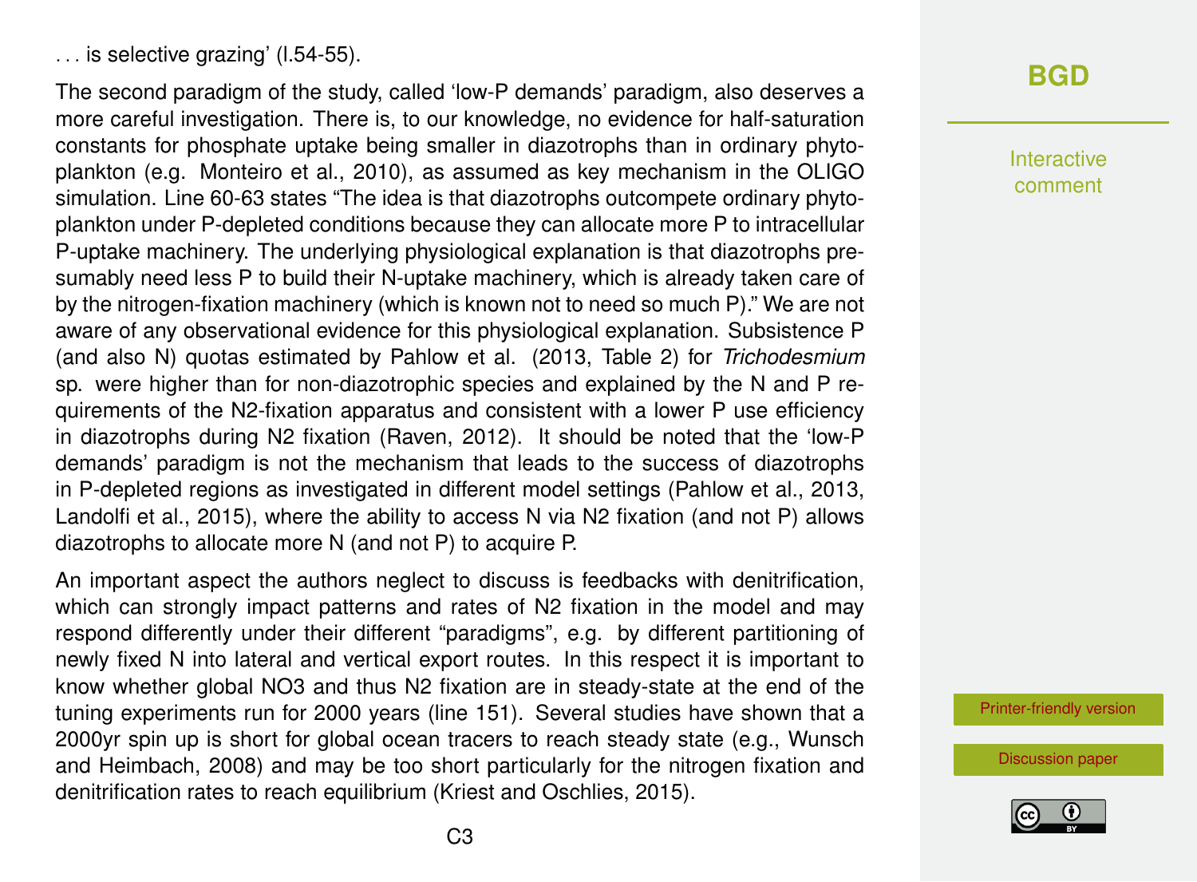. . . is selective grazing' (l.54-55).

The second paradigm of the study, called 'low-P demands' paradigm, also deserves a more careful investigation. There is, to our knowledge, no evidence for half-saturation constants for phosphate uptake being smaller in diazotrophs than in ordinary phytoplankton (e.g. Monteiro et al., 2010), as assumed as key mechanism in the OLIGO simulation. Line 60-63 states "The idea is that diazotrophs outcompete ordinary phytoplankton under P-depleted conditions because they can allocate more P to intracellular P-uptake machinery. The underlying physiological explanation is that diazotrophs presumably need less P to build their N-uptake machinery, which is already taken care of by the nitrogen-fixation machinery (which is known not to need so much P)." We are not aware of any observational evidence for this physiological explanation. Subsistence P (and also N) quotas estimated by Pahlow et al. (2013, Table 2) for *Trichodesmium* sp. were higher than for non-diazotrophic species and explained by the N and P requirements of the N2-fixation apparatus and consistent with a lower P use efficiency in diazotrophs during N2 fixation (Raven, 2012). It should be noted that the 'low-P demands' paradigm is not the mechanism that leads to the success of diazotrophs in P-depleted regions as investigated in different model settings (Pahlow et al., 2013, Landolfi et al., 2015), where the ability to access N via N2 fixation (and not P) allows diazotrophs to allocate more N (and not P) to acquire P.

An important aspect the authors neglect to discuss is feedbacks with denitrification, which can strongly impact patterns and rates of N2 fixation in the model and may respond differently under their different "paradigms", e.g. by different partitioning of newly fixed N into lateral and vertical export routes. In this respect it is important to know whether global NO3 and thus N2 fixation are in steady-state at the end of the tuning experiments run for 2000 years (line 151). Several studies have shown that a 2000yr spin up is short for global ocean tracers to reach steady state (e.g., Wunsch and Heimbach, 2008) and may be too short particularly for the nitrogen fixation and denitrification rates to reach equilibrium (Kriest and Oschlies, 2015).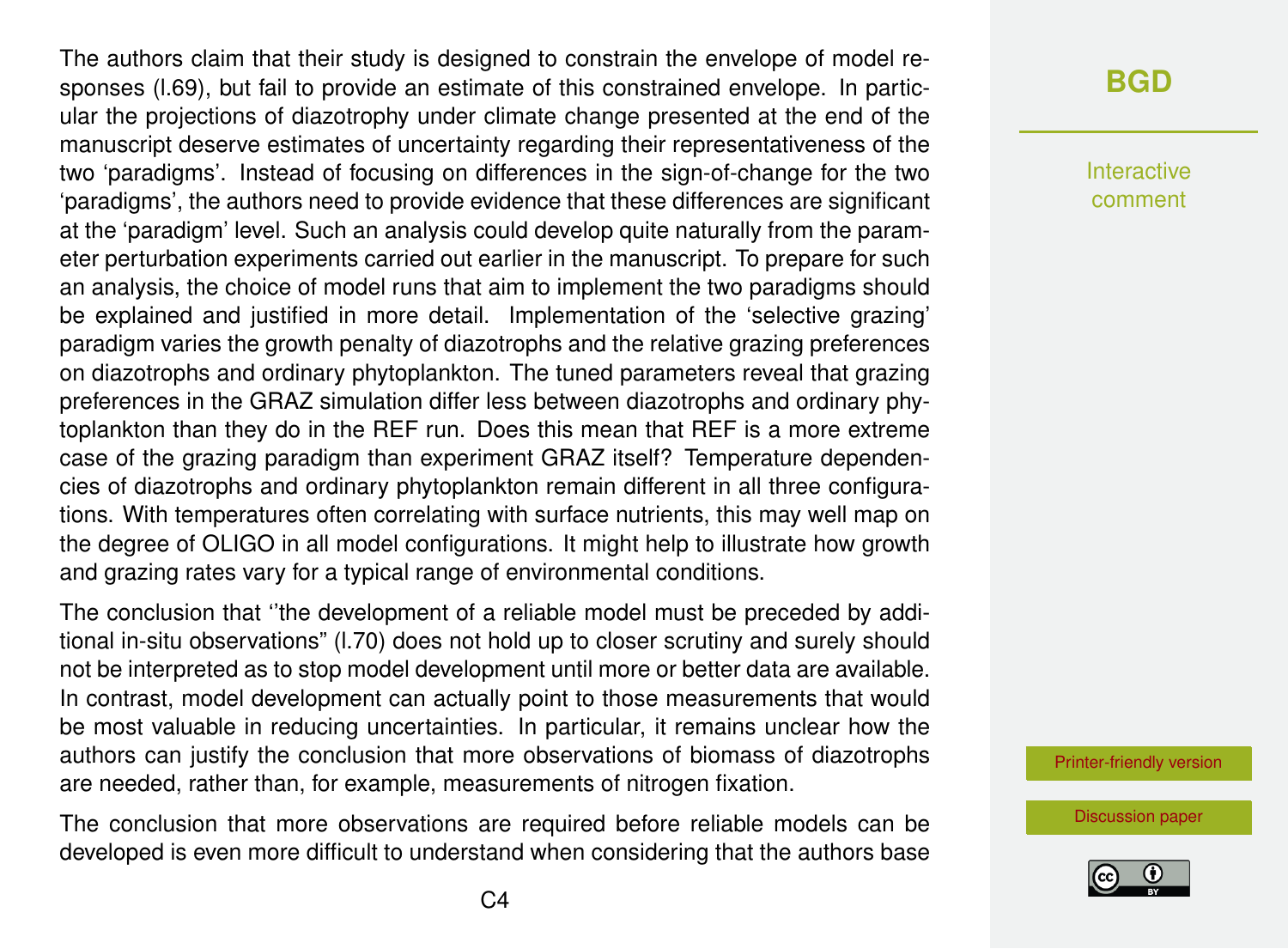The authors claim that their study is designed to constrain the envelope of model responses (l.69), but fail to provide an estimate of this constrained envelope. In particular the projections of diazotrophy under climate change presented at the end of the manuscript deserve estimates of uncertainty regarding their representativeness of the two 'paradigms'. Instead of focusing on differences in the sign-of-change for the two 'paradigms', the authors need to provide evidence that these differences are significant at the 'paradigm' level. Such an analysis could develop quite naturally from the parameter perturbation experiments carried out earlier in the manuscript. To prepare for such an analysis, the choice of model runs that aim to implement the two paradigms should be explained and justified in more detail. Implementation of the 'selective grazing' paradigm varies the growth penalty of diazotrophs and the relative grazing preferences on diazotrophs and ordinary phytoplankton. The tuned parameters reveal that grazing preferences in the GRAZ simulation differ less between diazotrophs and ordinary phytoplankton than they do in the REF run. Does this mean that REF is a more extreme case of the grazing paradigm than experiment GRAZ itself? Temperature dependencies of diazotrophs and ordinary phytoplankton remain different in all three configurations. With temperatures often correlating with surface nutrients, this may well map on the degree of OLIGO in all model configurations. It might help to illustrate how growth and grazing rates vary for a typical range of environmental conditions.

The conclusion that ''the development of a reliable model must be preceded by additional in-situ observations" (l.70) does not hold up to closer scrutiny and surely should not be interpreted as to stop model development until more or better data are available. In contrast, model development can actually point to those measurements that would be most valuable in reducing uncertainties. In particular, it remains unclear how the authors can justify the conclusion that more observations of biomass of diazotrophs are needed, rather than, for example, measurements of nitrogen fixation.

The conclusion that more observations are required before reliable models can be developed is even more difficult to understand when considering that the authors base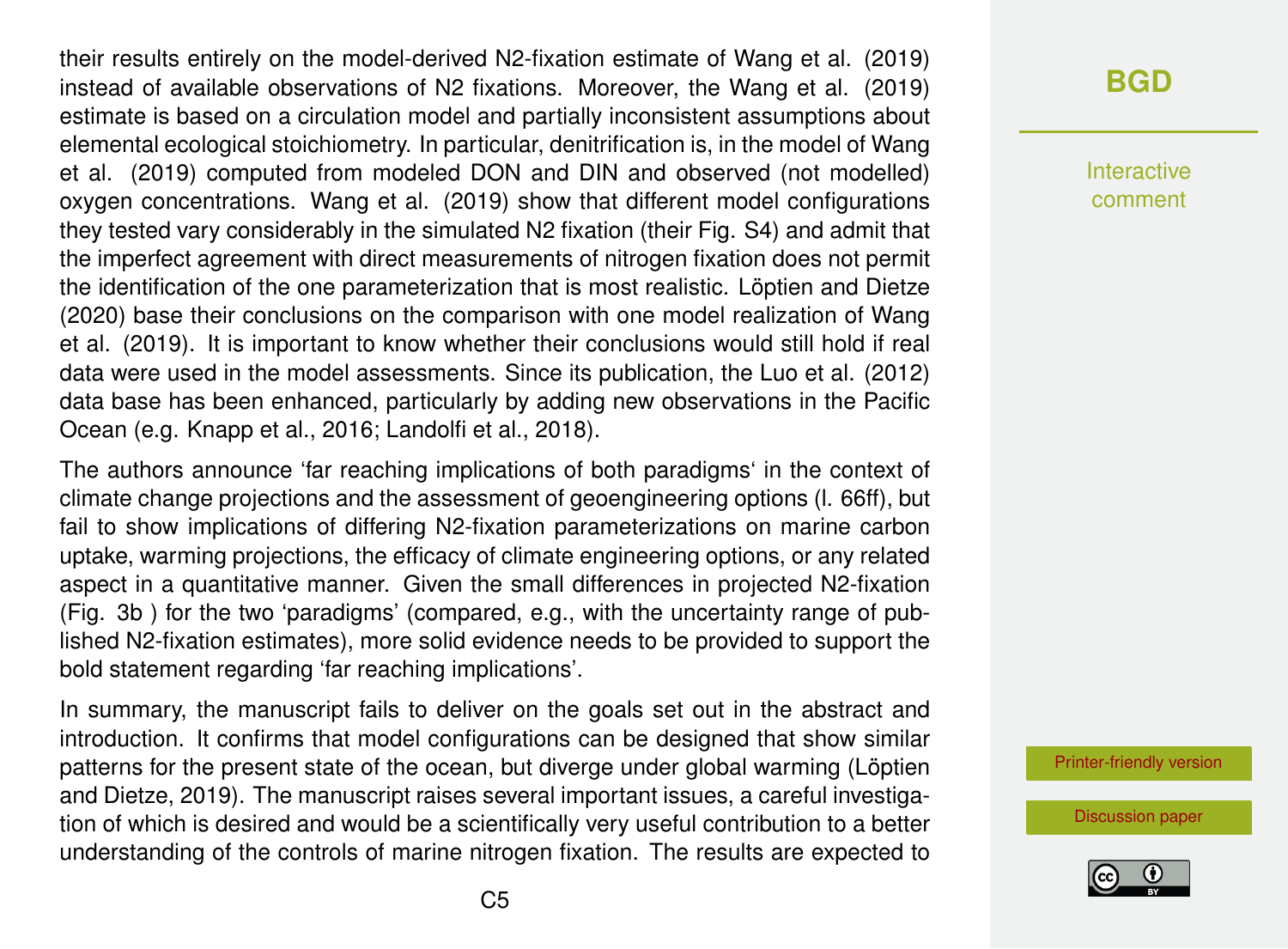their results entirely on the model-derived N2-fixation estimate of Wang et al. (2019) instead of available observations of N2 fixations. Moreover, the Wang et al. (2019) estimate is based on a circulation model and partially inconsistent assumptions about elemental ecological stoichiometry. In particular, denitrification is, in the model of Wang et al. (2019) computed from modeled DON and DIN and observed (not modelled) oxygen concentrations. Wang et al. (2019) show that different model configurations they tested vary considerably in the simulated N2 fixation (their Fig. S4) and admit that the imperfect agreement with direct measurements of nitrogen fixation does not permit the identification of the one parameterization that is most realistic. Löptien and Dietze (2020) base their conclusions on the comparison with one model realization of Wang et al. (2019). It is important to know whether their conclusions would still hold if real data were used in the model assessments. Since its publication, the Luo et al. (2012) data base has been enhanced, particularly by adding new observations in the Pacific Ocean (e.g. Knapp et al., 2016; Landolfi et al., 2018).

The authors announce 'far reaching implications of both paradigms' in the context of climate change projections and the assessment of geoengineering options (l. 66ff), but fail to show implications of differing N2-fixation parameterizations on marine carbon uptake, warming projections, the efficacy of climate engineering options, or any related aspect in a quantitative manner. Given the small differences in projected N2-fixation (Fig. 3b ) for the two 'paradigms' (compared, e.g., with the uncertainty range of published N2-fixation estimates), more solid evidence needs to be provided to support the bold statement regarding 'far reaching implications'.

In summary, the manuscript fails to deliver on the goals set out in the abstract and introduction. It confirms that model configurations can be designed that show similar patterns for the present state of the ocean, but diverge under global warming (Löptien and Dietze, 2019). The manuscript raises several important issues, a careful investigation of which is desired and would be a scientifically very useful contribution to a better understanding of the controls of marine nitrogen fixation. The results are expected to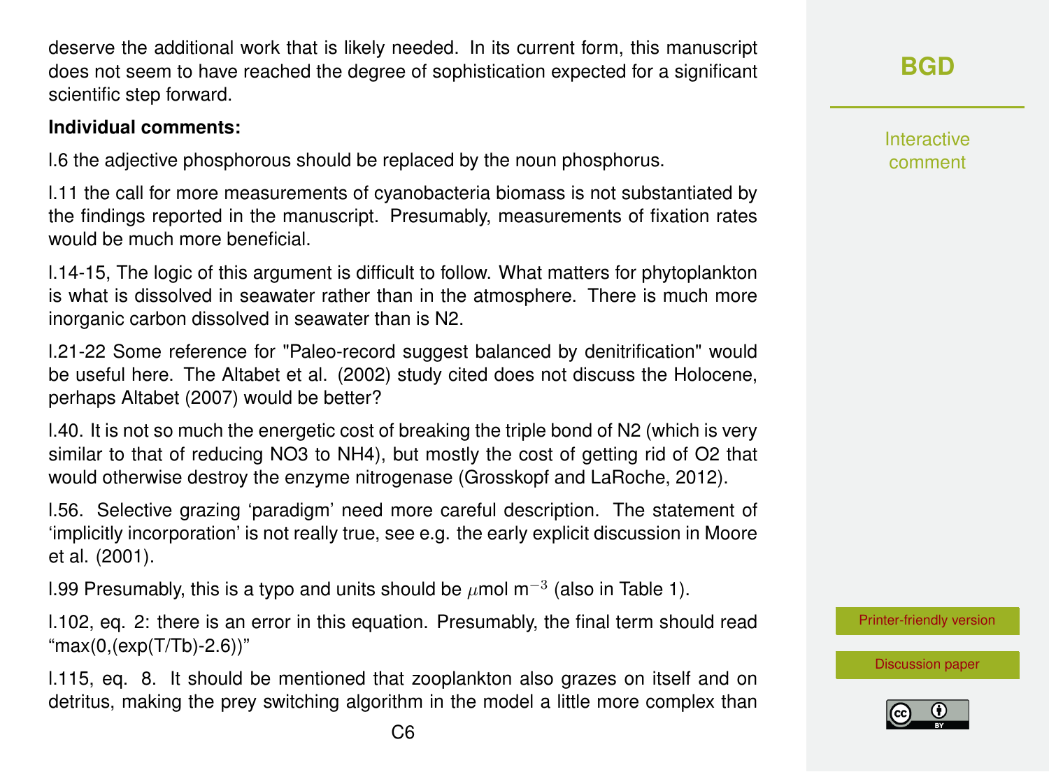deserve the additional work that is likely needed. In its current form, this manuscript does not seem to have reached the degree of sophistication expected for a significant scientific step forward.

**Individual comments:**

l.6 the adjective phosphorous should be replaced by the noun phosphorus.

l.11 the call for more measurements of cyanobacteria biomass is not substantiated by the findings reported in the manuscript. Presumably, measurements of fixation rates would be much more beneficial.

l.14-15, The logic of this argument is difficult to follow. What matters for phytoplankton is what is dissolved in seawater rather than in the atmosphere. There is much more inorganic carbon dissolved in seawater than is N2.

l.21-22 Some reference for "Paleo-record suggest balanced by denitrification" would be useful here. The Altabet et al. (2002) study cited does not discuss the Holocene, perhaps Altabet (2007) would be better?

l.40. It is not so much the energetic cost of breaking the triple bond of N2 (which is very similar to that of reducing NO3 to NH4), but mostly the cost of getting rid of O2 that would otherwise destroy the enzyme nitrogenase (Grosskopf and LaRoche, 2012).

l.56. Selective grazing 'paradigm' need more careful description. The statement of 'implicitly incorporation' is not really true, see e.g. the early explicit discussion in Moore et al. (2001).

l.99 Presumably, this is a typo and units should be $\mu$mol m$^{-3}$ (also in Table 1).

l.102, eq. 2: there is an error in this equation. Presumably, the final term should read "max(0,(exp(T/Tb)-2.6))"

l.115, eq. 8. It should be mentioned that zooplankton also grazes on itself and on detritus, making the prey switching algorithm in the model a little more complex than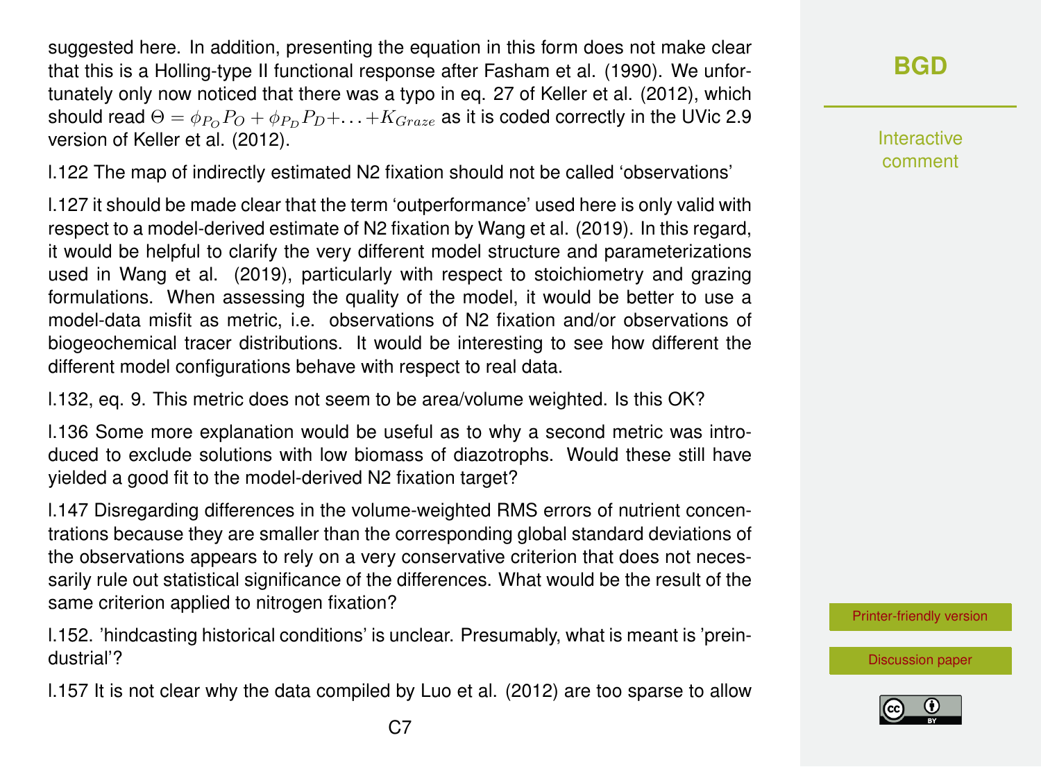suggested here. In addition, presenting the equation in this form does not make clear that this is a Holling-type II functional response after Fasham et al. (1990). We unfortunately only now noticed that there was a typo in eq. 27 of Keller et al. (2012), which should read $\Theta = \phi_{P_O} P_O + \phi_{P_D} P_D + \ldots + K_{Graze}$ as it is coded correctly in the UVic 2.9 version of Keller et al. (2012).

l.122 The map of indirectly estimated N2 fixation should not be called 'observations'

l.127 it should be made clear that the term 'outperformance' used here is only valid with respect to a model-derived estimate of N2 fixation by Wang et al. (2019). In this regard, it would be helpful to clarify the very different model structure and parameterizations used in Wang et al. (2019), particularly with respect to stoichiometry and grazing formulations. When assessing the quality of the model, it would be better to use a model-data misfit as metric, i.e. observations of N2 fixation and/or observations of biogeochemical tracer distributions. It would be interesting to see how different the different model configurations behave with respect to real data.

l.132, eq. 9. This metric does not seem to be area/volume weighted. Is this OK?

l.136 Some more explanation would be useful as to why a second metric was introduced to exclude solutions with low biomass of diazotrophs. Would these still have yielded a good fit to the model-derived N2 fixation target?

l.147 Disregarding differences in the volume-weighted RMS errors of nutrient concentrations because they are smaller than the corresponding global standard deviations of the observations appears to rely on a very conservative criterion that does not necessarily rule out statistical significance of the differences. What would be the result of the same criterion applied to nitrogen fixation?

l.152. 'hindcasting historical conditions' is unclear. Presumably, what is meant is 'preindustrial'?

l.157 It is not clear why the data compiled by Luo et al. (2012) are too sparse to allow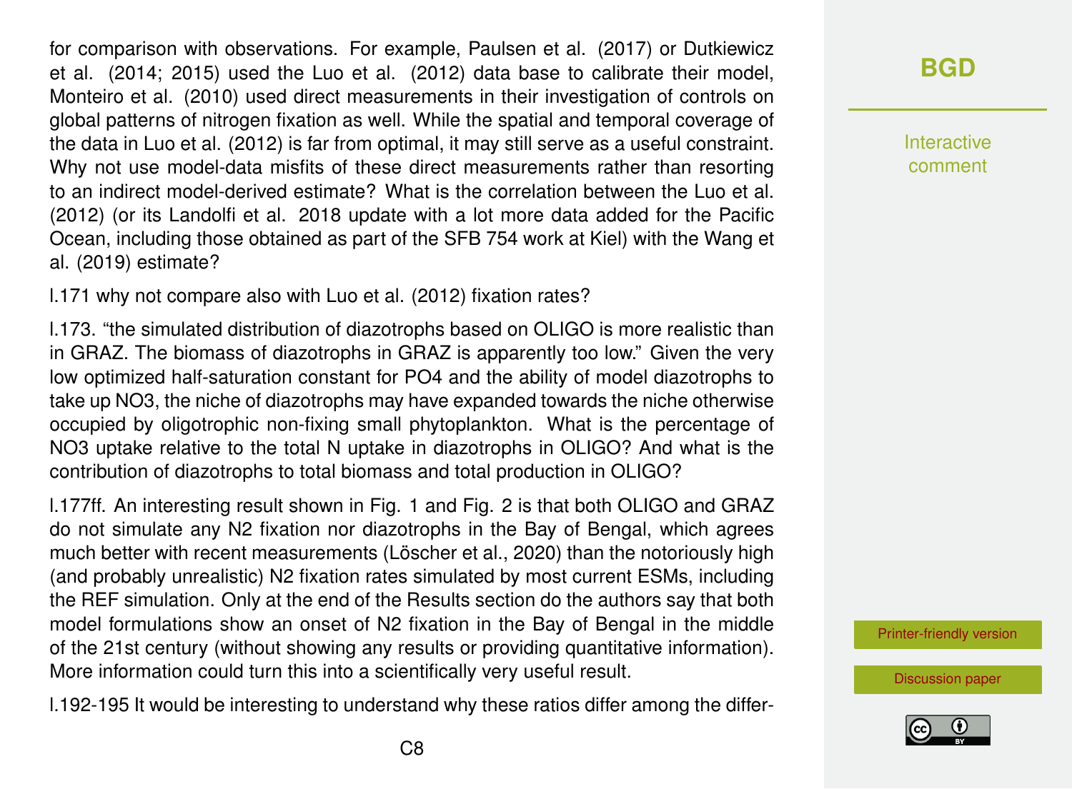for comparison with observations. For example, Paulsen et al. (2017) or Dutkiewicz et al. (2014; 2015) used the Luo et al. (2012) data base to calibrate their model, Monteiro et al. (2010) used direct measurements in their investigation of controls on global patterns of nitrogen fixation as well. While the spatial and temporal coverage of the data in Luo et al. (2012) is far from optimal, it may still serve as a useful constraint. Why not use model-data misfits of these direct measurements rather than resorting to an indirect model-derived estimate? What is the correlation between the Luo et al. (2012) (or its Landolfi et al. 2018 update with a lot more data added for the Pacific Ocean, including those obtained as part of the SFB 754 work at Kiel) with the Wang et al. (2019) estimate?

l.171 why not compare also with Luo et al. (2012) fixation rates?

l.173. "the simulated distribution of diazotrophs based on OLIGO is more realistic than in GRAZ. The biomass of diazotrophs in GRAZ is apparently too low." Given the very low optimized half-saturation constant for $PO_4$ and the ability of model diazotrophs to take up $NO_3$, the niche of diazotrophs may have expanded towards the niche otherwise occupied by oligotrophic non-fixing small phytoplankton. What is the percentage of $NO_3$ uptake relative to the total N uptake in diazotrophs in OLIGO? And what is the contribution of diazotrophs to total biomass and total production in OLIGO?

l.177ff. An interesting result shown in Fig. 1 and Fig. 2 is that both OLIGO and GRAZ do not simulate any $N_2$ fixation nor diazotrophs in the Bay of Bengal, which agrees much better with recent measurements (Löscher et al., 2020) than the notoriously high (and probably unrealistic) $N_2$ fixation rates simulated by most current ESMs, including the REF simulation. Only at the end of the Results section do the authors say that both model formulations show an onset of $N_2$ fixation in the Bay of Bengal in the middle of the 21st century (without showing any results or providing quantitative information). More information could turn this into a scientifically very useful result.

l.192-195 It would be interesting to understand why these ratios differ among the differ-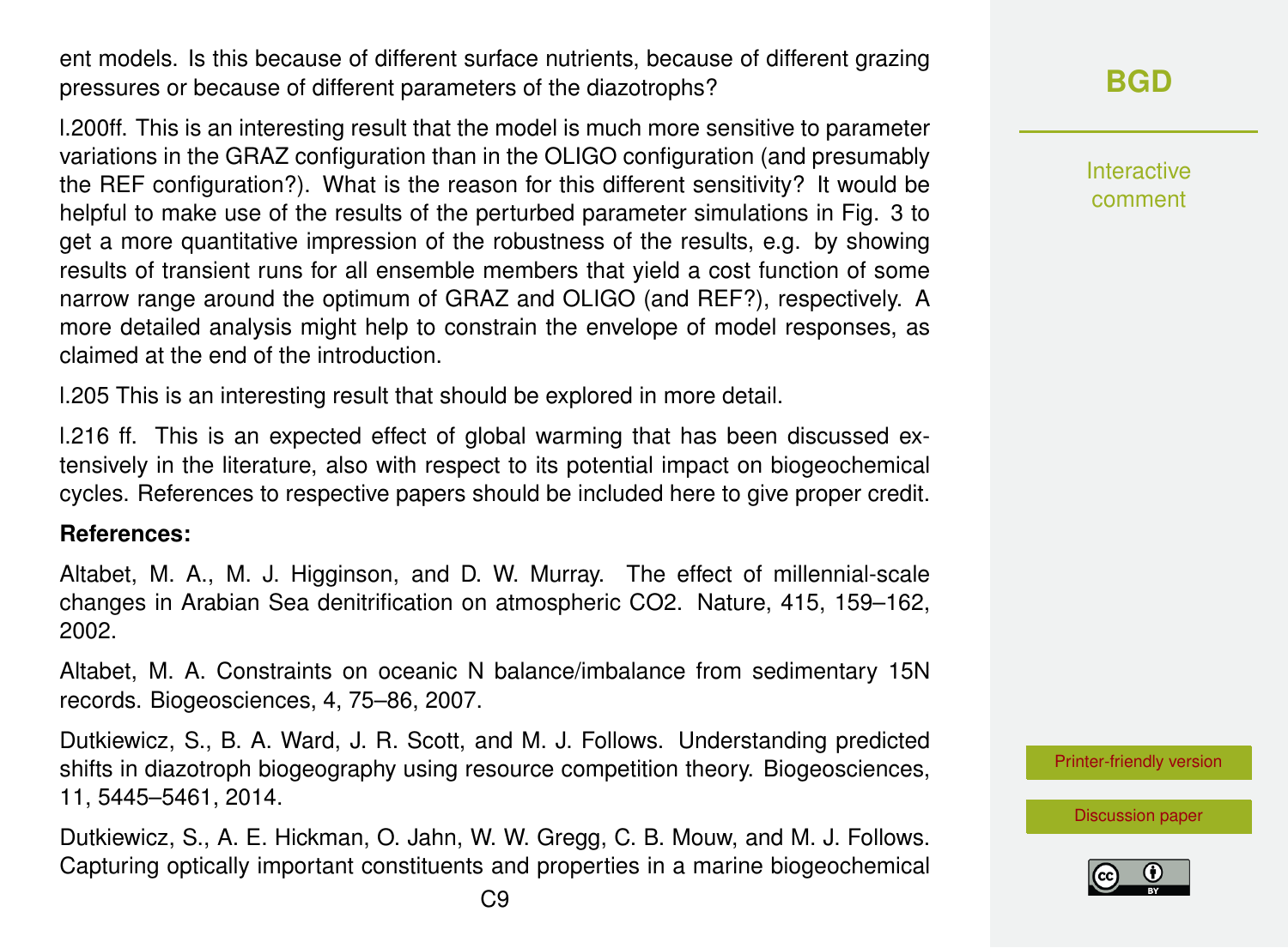ent models. Is this because of different surface nutrients, because of different grazing pressures or because of different parameters of the diazotrophs?

l.200ff. This is an interesting result that the model is much more sensitive to parameter variations in the GRAZ configuration than in the OLIGO configuration (and presumably the REF configuration?). What is the reason for this different sensitivity? It would be helpful to make use of the results of the perturbed parameter simulations in Fig. 3 to get a more quantitative impression of the robustness of the results, e.g. by showing results of transient runs for all ensemble members that yield a cost function of some narrow range around the optimum of GRAZ and OLIGO (and REF?), respectively. A more detailed analysis might help to constrain the envelope of model responses, as claimed at the end of the introduction.

l.205 This is an interesting result that should be explored in more detail.

l.216 ff. This is an expected effect of global warming that has been discussed extensively in the literature, also with respect to its potential impact on biogeochemical cycles. References to respective papers should be included here to give proper credit.

**References:**

Altabet, M. A., M. J. Higginson, and D. W. Murray. The effect of millennial-scale changes in Arabian Sea denitrification on atmospheric CO2. Nature, 415, 159–162, 2002.

Altabet, M. A. Constraints on oceanic N balance/imbalance from sedimentary 15N records. Biogeosciences, 4, 75–86, 2007.

Dutkiewicz, S., B. A. Ward, J. R. Scott, and M. J. Follows. Understanding predicted shifts in diazotroph biogeography using resource competition theory. Biogeosciences, 11, 5445–5461, 2014.

Dutkiewicz, S., A. E. Hickman, O. Jahn, W. W. Gregg, C. B. Mouw, and M. J. Follows. Capturing optically important constituents and properties in a marine biogeochemical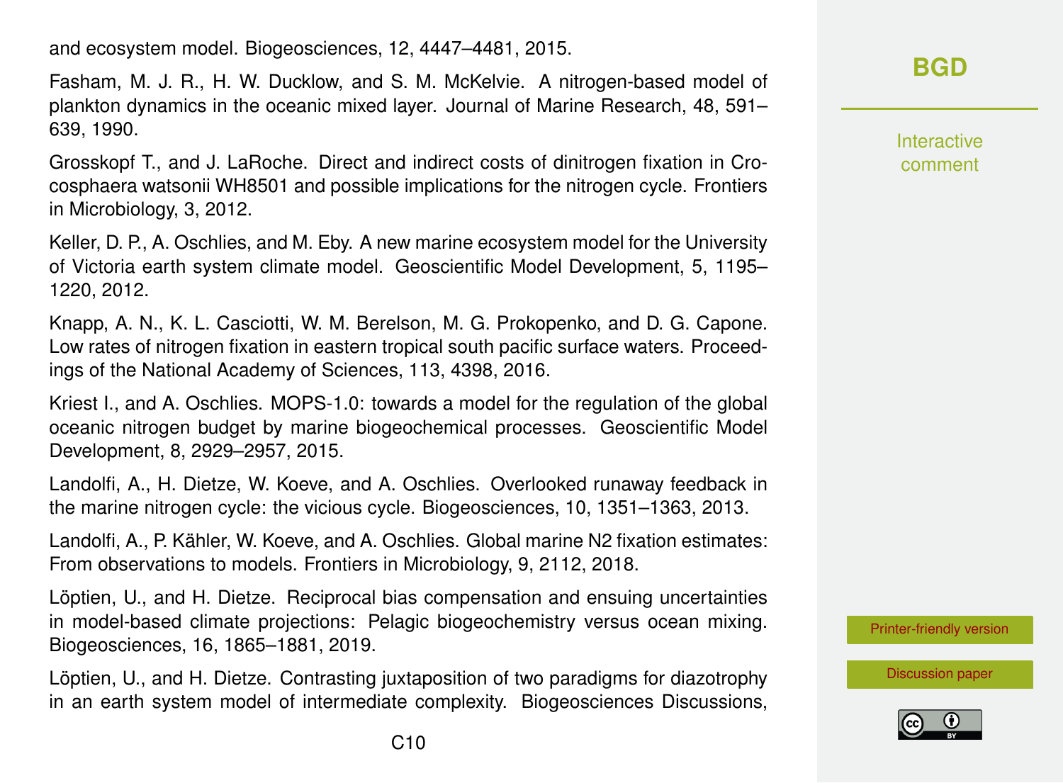and ecosystem model. Biogeosciences, 12, 4447–4481, 2015.

Fasham, M. J. R., H. W. Ducklow, and S. M. McKelvie. A nitrogen-based model of plankton dynamics in the oceanic mixed layer. Journal of Marine Research, 48, 591–639, 1990.

Grosskopf T., and J. LaRoche. Direct and indirect costs of dinitrogen fixation in Crocosphaera watsonii WH8501 and possible implications for the nitrogen cycle. Frontiers in Microbiology, 3, 2012.

Keller, D. P., A. Oschlies, and M. Eby. A new marine ecosystem model for the University of Victoria earth system climate model. Geoscientific Model Development, 5, 1195–1220, 2012.

Knapp, A. N., K. L. Casciotti, W. M. Berelson, M. G. Prokopenko, and D. G. Capone. Low rates of nitrogen fixation in eastern tropical south pacific surface waters. Proceedings of the National Academy of Sciences, 113, 4398, 2016.

Kriest I., and A. Oschlies. MOPS-1.0: towards a model for the regulation of the global oceanic nitrogen budget by marine biogeochemical processes. Geoscientific Model Development, 8, 2929–2957, 2015.

Landolfi, A., H. Dietze, W. Koeve, and A. Oschlies. Overlooked runaway feedback in the marine nitrogen cycle: the vicious cycle. Biogeosciences, 10, 1351–1363, 2013.

Landolfi, A., P. Kähler, W. Koeve, and A. Oschlies. Global marine N2 fixation estimates: From observations to models. Frontiers in Microbiology, 9, 2112, 2018.

Löptien, U., and H. Dietze. Reciprocal bias compensation and ensuing uncertainties in model-based climate projections: Pelagic biogeochemistry versus ocean mixing. Biogeosciences, 16, 1865–1881, 2019.

Löptien, U., and H. Dietze. Contrasting juxtaposition of two paradigms for diazotrophy in an earth system model of intermediate complexity. Biogeosciences Discussions,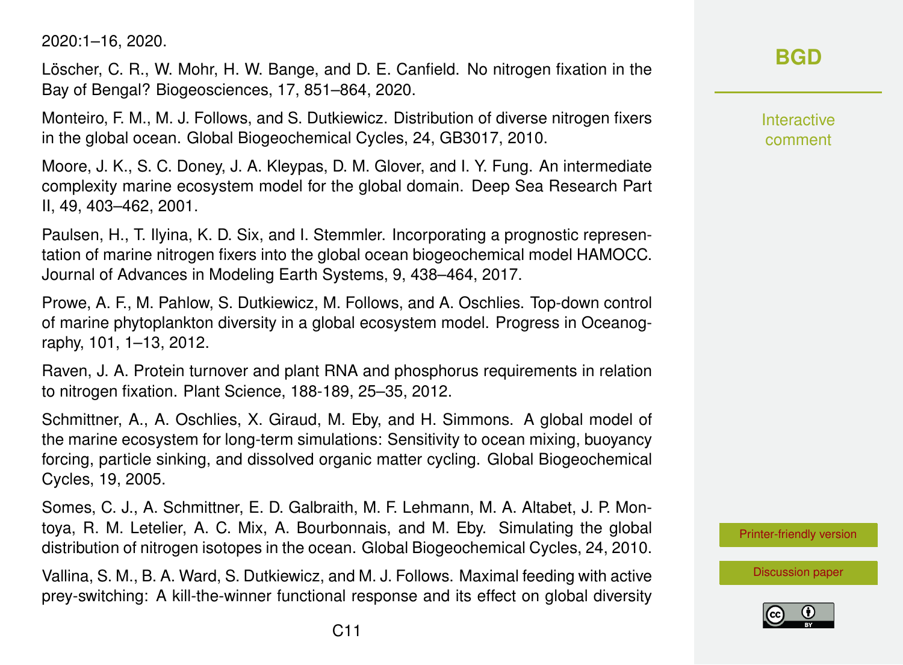2020:1–16, 2020.

Löscher, C. R., W. Mohr, H. W. Bange, and D. E. Canfield. No nitrogen fixation in the Bay of Bengal? Biogeosciences, 17, 851–864, 2020.

Monteiro, F. M., M. J. Follows, and S. Dutkiewicz. Distribution of diverse nitrogen fixers in the global ocean. Global Biogeochemical Cycles, 24, GB3017, 2010.

Moore, J. K., S. C. Doney, J. A. Kleypas, D. M. Glover, and I. Y. Fung. An intermediate complexity marine ecosystem model for the global domain. Deep Sea Research Part II, 49, 403–462, 2001.

Paulsen, H., T. Ilyina, K. D. Six, and I. Stemmler. Incorporating a prognostic representation of marine nitrogen fixers into the global ocean biogeochemical model HAMOCC. Journal of Advances in Modeling Earth Systems, 9, 438–464, 2017.

Prowe, A. F., M. Pahlow, S. Dutkiewicz, M. Follows, and A. Oschlies. Top-down control of marine phytoplankton diversity in a global ecosystem model. Progress in Oceanography, 101, 1–13, 2012.

Raven, J. A. Protein turnover and plant RNA and phosphorus requirements in relation to nitrogen fixation. Plant Science, 188-189, 25–35, 2012.

Schmittner, A., A. Oschlies, X. Giraud, M. Eby, and H. Simmons. A global model of the marine ecosystem for long-term simulations: Sensitivity to ocean mixing, buoyancy forcing, particle sinking, and dissolved organic matter cycling. Global Biogeochemical Cycles, 19, 2005.

Somes, C. J., A. Schmittner, E. D. Galbraith, M. F. Lehmann, M. A. Altabet, J. P. Montoya, R. M. Letelier, A. C. Mix, A. Bourbonnais, and M. Eby. Simulating the global distribution of nitrogen isotopes in the ocean. Global Biogeochemical Cycles, 24, 2010.

Vallina, S. M., B. A. Ward, S. Dutkiewicz, and M. J. Follows. Maximal feeding with active prey-switching: A kill-the-winner functional response and its effect on global diversity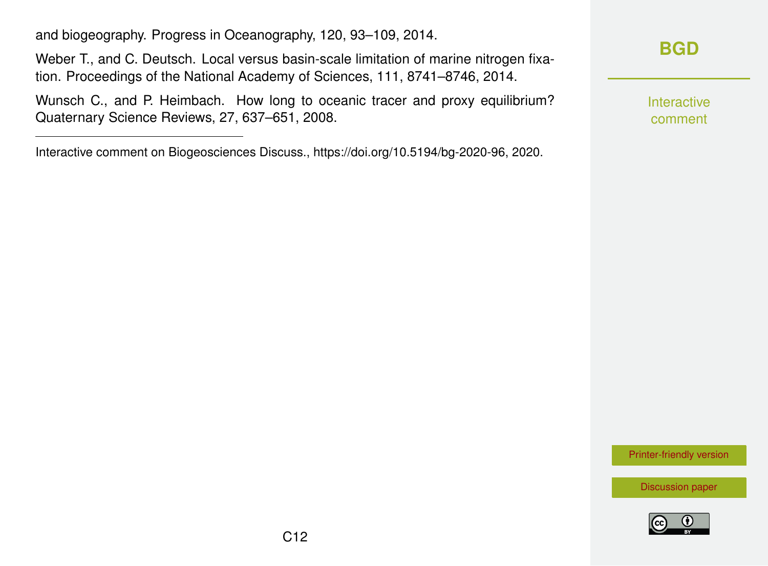and biogeography. Progress in Oceanography, 120, 93–109, 2014.

Weber T., and C. Deutsch. Local versus basin-scale limitation of marine nitrogen fixation. Proceedings of the National Academy of Sciences, 111, 8741–8746, 2014.

Wunsch C., and P. Heimbach. How long to oceanic tracer and proxy equilibrium? Quaternary Science Reviews, 27, 637–651, 2008.

---

Interactive comment on Biogeosciences Discuss., https://doi.org/10.5194/bg-2020-96, 2020.